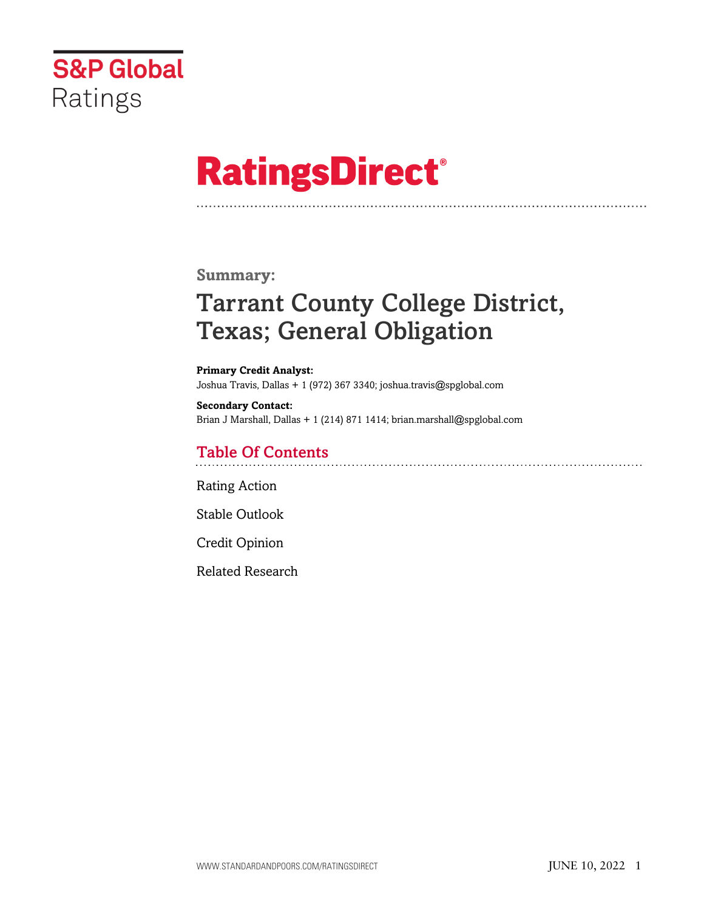S&P Global Ratings

# RatingsDirect®

## Summary:

# Tarrant County College District, Texas; General Obligation

**Primary Credit Analyst:**
Joshua Travis, Dallas + 1 (972) 367 3340; joshua.travis@spglobal.com

**Secondary Contact:**
Brian J Marshall, Dallas + 1 (214) 871 1414; brian.marshall@spglobal.com

## Table Of Contents

Rating Action

Stable Outlook

Credit Opinion

Related Research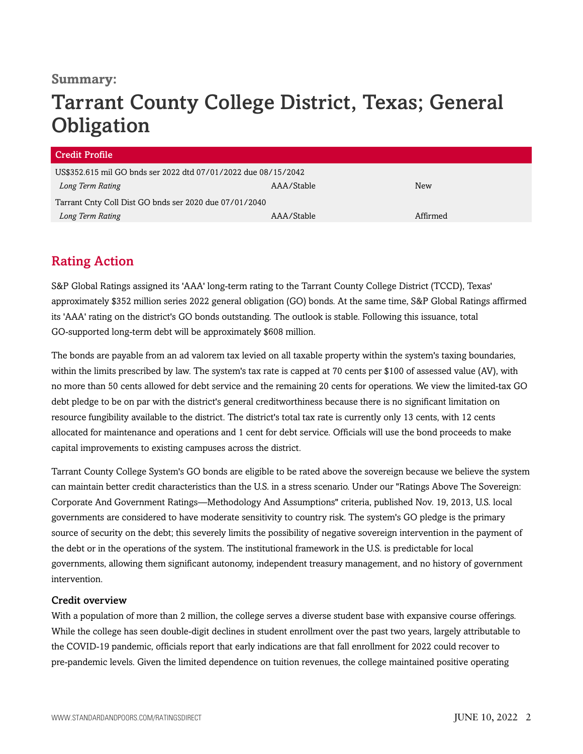**Summary:**

# Tarrant County College District, Texas; General Obligation

| Credit Profile | | |
|---|---|---|
| US$352.615 mil GO bnds ser 2022 dtd 07/01/2022 due 08/15/2042 | | |
| *Long Term Rating* | AAA/Stable | New |
| Tarrant Cnty Coll Dist GO bnds ser 2020 due 07/01/2040 | | |
| *Long Term Rating* | AAA/Stable | Affirmed |

## Rating Action

S&P Global Ratings assigned its 'AAA' long-term rating to the Tarrant County College District (TCCD), Texas' approximately $352 million series 2022 general obligation (GO) bonds. At the same time, S&P Global Ratings affirmed its 'AAA' rating on the district's GO bonds outstanding. The outlook is stable. Following this issuance, total GO-supported long-term debt will be approximately $608 million.

The bonds are payable from an ad valorem tax levied on all taxable property within the system's taxing boundaries, within the limits prescribed by law. The system's tax rate is capped at 70 cents per $100 of assessed value (AV), with no more than 50 cents allowed for debt service and the remaining 20 cents for operations. We view the limited-tax GO debt pledge to be on par with the district's general creditworthiness because there is no significant limitation on resource fungibility available to the district. The district's total tax rate is currently only 13 cents, with 12 cents allocated for maintenance and operations and 1 cent for debt service. Officials will use the bond proceeds to make capital improvements to existing campuses across the district.

Tarrant County College System's GO bonds are eligible to be rated above the sovereign because we believe the system can maintain better credit characteristics than the U.S. in a stress scenario. Under our "Ratings Above The Sovereign: Corporate And Government Ratings—Methodology And Assumptions" criteria, published Nov. 19, 2013, U.S. local governments are considered to have moderate sensitivity to country risk. The system's GO pledge is the primary source of security on the debt; this severely limits the possibility of negative sovereign intervention in the payment of the debt or in the operations of the system. The institutional framework in the U.S. is predictable for local governments, allowing them significant autonomy, independent treasury management, and no history of government intervention.

### Credit overview

With a population of more than 2 million, the college serves a diverse student base with expansive course offerings. While the college has seen double-digit declines in student enrollment over the past two years, largely attributable to the COVID-19 pandemic, officials report that early indications are that fall enrollment for 2022 could recover to pre-pandemic levels. Given the limited dependence on tuition revenues, the college maintained positive operating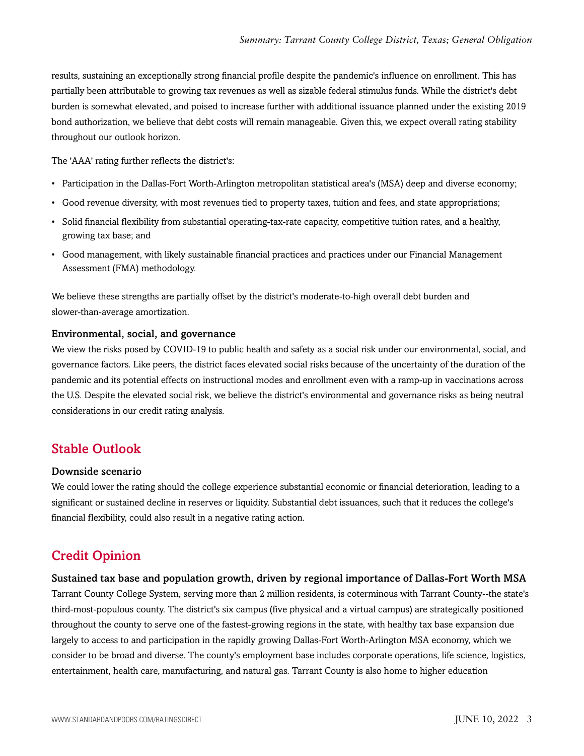results, sustaining an exceptionally strong financial profile despite the pandemic's influence on enrollment. This has partially been attributable to growing tax revenues as well as sizable federal stimulus funds. While the district's debt burden is somewhat elevated, and poised to increase further with additional issuance planned under the existing 2019 bond authorization, we believe that debt costs will remain manageable. Given this, we expect overall rating stability throughout our outlook horizon.

The 'AAA' rating further reflects the district's:

- Participation in the Dallas-Fort Worth-Arlington metropolitan statistical area's (MSA) deep and diverse economy;
- Good revenue diversity, with most revenues tied to property taxes, tuition and fees, and state appropriations;
- Solid financial flexibility from substantial operating-tax-rate capacity, competitive tuition rates, and a healthy, growing tax base; and
- Good management, with likely sustainable financial practices and practices under our Financial Management Assessment (FMA) methodology.

We believe these strengths are partially offset by the district's moderate-to-high overall debt burden and slower-than-average amortization.

### Environmental, social, and governance

We view the risks posed by COVID-19 to public health and safety as a social risk under our environmental, social, and governance factors. Like peers, the district faces elevated social risks because of the uncertainty of the duration of the pandemic and its potential effects on instructional modes and enrollment even with a ramp-up in vaccinations across the U.S. Despite the elevated social risk, we believe the district's environmental and governance risks as being neutral considerations in our credit rating analysis.

## Stable Outlook

### Downside scenario

We could lower the rating should the college experience substantial economic or financial deterioration, leading to a significant or sustained decline in reserves or liquidity. Substantial debt issuances, such that it reduces the college's financial flexibility, could also result in a negative rating action.

## Credit Opinion

### Sustained tax base and population growth, driven by regional importance of Dallas-Fort Worth MSA

Tarrant County College System, serving more than 2 million residents, is coterminous with Tarrant County--the state's third-most-populous county. The district's six campus (five physical and a virtual campus) are strategically positioned throughout the county to serve one of the fastest-growing regions in the state, with healthy tax base expansion due largely to access to and participation in the rapidly growing Dallas-Fort Worth-Arlington MSA economy, which we consider to be broad and diverse. The county's employment base includes corporate operations, life science, logistics, entertainment, health care, manufacturing, and natural gas. Tarrant County is also home to higher education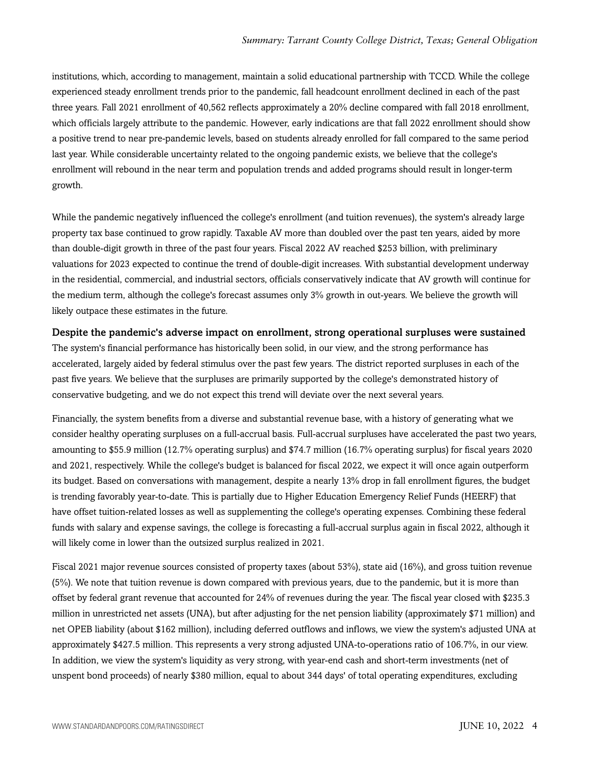institutions, which, according to management, maintain a solid educational partnership with TCCD. While the college experienced steady enrollment trends prior to the pandemic, fall headcount enrollment declined in each of the past three years. Fall 2021 enrollment of 40,562 reflects approximately a 20% decline compared with fall 2018 enrollment, which officials largely attribute to the pandemic. However, early indications are that fall 2022 enrollment should show a positive trend to near pre-pandemic levels, based on students already enrolled for fall compared to the same period last year. While considerable uncertainty related to the ongoing pandemic exists, we believe that the college's enrollment will rebound in the near term and population trends and added programs should result in longer-term growth.

While the pandemic negatively influenced the college's enrollment (and tuition revenues), the system's already large property tax base continued to grow rapidly. Taxable AV more than doubled over the past ten years, aided by more than double-digit growth in three of the past four years. Fiscal 2022 AV reached $253 billion, with preliminary valuations for 2023 expected to continue the trend of double-digit increases. With substantial development underway in the residential, commercial, and industrial sectors, officials conservatively indicate that AV growth will continue for the medium term, although the college's forecast assumes only 3% growth in out-years. We believe the growth will likely outpace these estimates in the future.

### Despite the pandemic's adverse impact on enrollment, strong operational surpluses were sustained

The system's financial performance has historically been solid, in our view, and the strong performance has accelerated, largely aided by federal stimulus over the past few years. The district reported surpluses in each of the past five years. We believe that the surpluses are primarily supported by the college's demonstrated history of conservative budgeting, and we do not expect this trend will deviate over the next several years.

Financially, the system benefits from a diverse and substantial revenue base, with a history of generating what we consider healthy operating surpluses on a full-accrual basis. Full-accrual surpluses have accelerated the past two years, amounting to $55.9 million (12.7% operating surplus) and $74.7 million (16.7% operating surplus) for fiscal years 2020 and 2021, respectively. While the college's budget is balanced for fiscal 2022, we expect it will once again outperform its budget. Based on conversations with management, despite a nearly 13% drop in fall enrollment figures, the budget is trending favorably year-to-date. This is partially due to Higher Education Emergency Relief Funds (HEERF) that have offset tuition-related losses as well as supplementing the college's operating expenses. Combining these federal funds with salary and expense savings, the college is forecasting a full-accrual surplus again in fiscal 2022, although it will likely come in lower than the outsized surplus realized in 2021.

Fiscal 2021 major revenue sources consisted of property taxes (about 53%), state aid (16%), and gross tuition revenue (5%). We note that tuition revenue is down compared with previous years, due to the pandemic, but it is more than offset by federal grant revenue that accounted for 24% of revenues during the year. The fiscal year closed with $235.3 million in unrestricted net assets (UNA), but after adjusting for the net pension liability (approximately $71 million) and net OPEB liability (about $162 million), including deferred outflows and inflows, we view the system's adjusted UNA at approximately $427.5 million. This represents a very strong adjusted UNA-to-operations ratio of 106.7%, in our view. In addition, we view the system's liquidity as very strong, with year-end cash and short-term investments (net of unspent bond proceeds) of nearly $380 million, equal to about 344 days' of total operating expenditures, excluding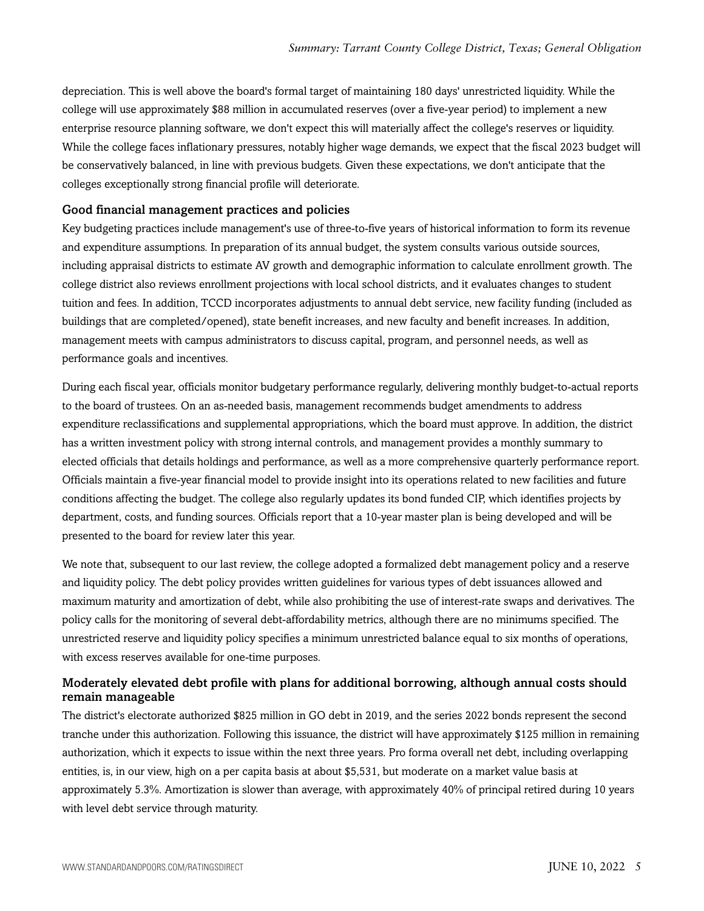depreciation. This is well above the board's formal target of maintaining 180 days' unrestricted liquidity. While the college will use approximately $88 million in accumulated reserves (over a five-year period) to implement a new enterprise resource planning software, we don't expect this will materially affect the college's reserves or liquidity. While the college faces inflationary pressures, notably higher wage demands, we expect that the fiscal 2023 budget will be conservatively balanced, in line with previous budgets. Given these expectations, we don't anticipate that the colleges exceptionally strong financial profile will deteriorate.

### Good financial management practices and policies

Key budgeting practices include management's use of three-to-five years of historical information to form its revenue and expenditure assumptions. In preparation of its annual budget, the system consults various outside sources, including appraisal districts to estimate AV growth and demographic information to calculate enrollment growth. The college district also reviews enrollment projections with local school districts, and it evaluates changes to student tuition and fees. In addition, TCCD incorporates adjustments to annual debt service, new facility funding (included as buildings that are completed/opened), state benefit increases, and new faculty and benefit increases. In addition, management meets with campus administrators to discuss capital, program, and personnel needs, as well as performance goals and incentives.

During each fiscal year, officials monitor budgetary performance regularly, delivering monthly budget-to-actual reports to the board of trustees. On an as-needed basis, management recommends budget amendments to address expenditure reclassifications and supplemental appropriations, which the board must approve. In addition, the district has a written investment policy with strong internal controls, and management provides a monthly summary to elected officials that details holdings and performance, as well as a more comprehensive quarterly performance report. Officials maintain a five-year financial model to provide insight into its operations related to new facilities and future conditions affecting the budget. The college also regularly updates its bond funded CIP, which identifies projects by department, costs, and funding sources. Officials report that a 10-year master plan is being developed and will be presented to the board for review later this year.

We note that, subsequent to our last review, the college adopted a formalized debt management policy and a reserve and liquidity policy. The debt policy provides written guidelines for various types of debt issuances allowed and maximum maturity and amortization of debt, while also prohibiting the use of interest-rate swaps and derivatives. The policy calls for the monitoring of several debt-affordability metrics, although there are no minimums specified. The unrestricted reserve and liquidity policy specifies a minimum unrestricted balance equal to six months of operations, with excess reserves available for one-time purposes.

### Moderately elevated debt profile with plans for additional borrowing, although annual costs should remain manageable

The district's electorate authorized $825 million in GO debt in 2019, and the series 2022 bonds represent the second tranche under this authorization. Following this issuance, the district will have approximately $125 million in remaining authorization, which it expects to issue within the next three years. Pro forma overall net debt, including overlapping entities, is, in our view, high on a per capita basis at about $5,531, but moderate on a market value basis at approximately 5.3%. Amortization is slower than average, with approximately 40% of principal retired during 10 years with level debt service through maturity.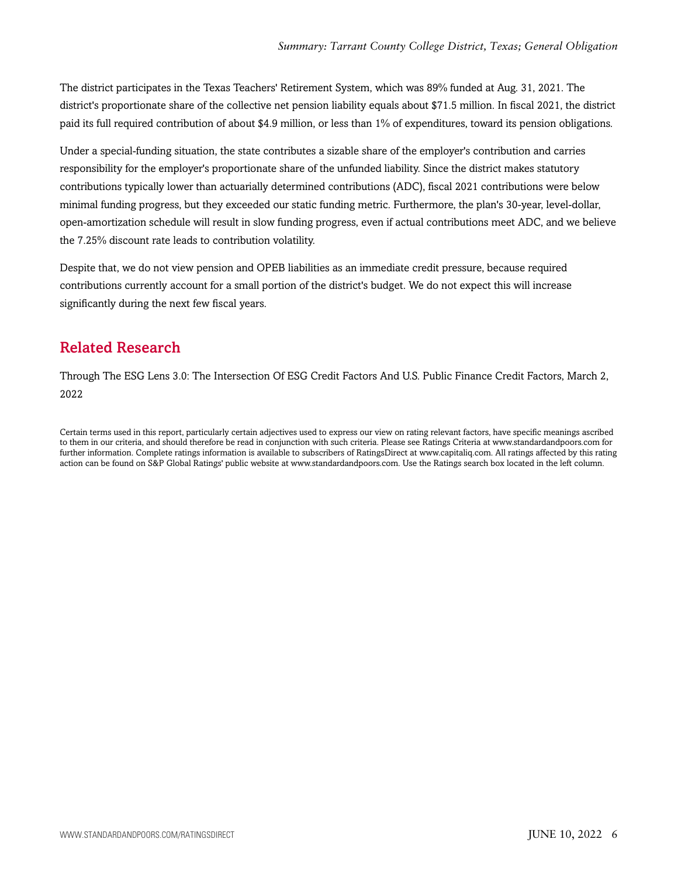The district participates in the Texas Teachers' Retirement System, which was 89% funded at Aug. 31, 2021. The district's proportionate share of the collective net pension liability equals about $71.5 million. In fiscal 2021, the district paid its full required contribution of about $4.9 million, or less than 1% of expenditures, toward its pension obligations.

Under a special-funding situation, the state contributes a sizable share of the employer's contribution and carries responsibility for the employer's proportionate share of the unfunded liability. Since the district makes statutory contributions typically lower than actuarially determined contributions (ADC), fiscal 2021 contributions were below minimal funding progress, but they exceeded our static funding metric. Furthermore, the plan's 30-year, level-dollar, open-amortization schedule will result in slow funding progress, even if actual contributions meet ADC, and we believe the 7.25% discount rate leads to contribution volatility.

Despite that, we do not view pension and OPEB liabilities as an immediate credit pressure, because required contributions currently account for a small portion of the district's budget. We do not expect this will increase significantly during the next few fiscal years.

## Related Research

Through The ESG Lens 3.0: The Intersection Of ESG Credit Factors And U.S. Public Finance Credit Factors, March 2, 2022

Certain terms used in this report, particularly certain adjectives used to express our view on rating relevant factors, have specific meanings ascribed to them in our criteria, and should therefore be read in conjunction with such criteria. Please see Ratings Criteria at www.standardandpoors.com for further information. Complete ratings information is available to subscribers of RatingsDirect at www.capitaliq.com. All ratings affected by this rating action can be found on S&P Global Ratings' public website at www.standardandpoors.com. Use the Ratings search box located in the left column.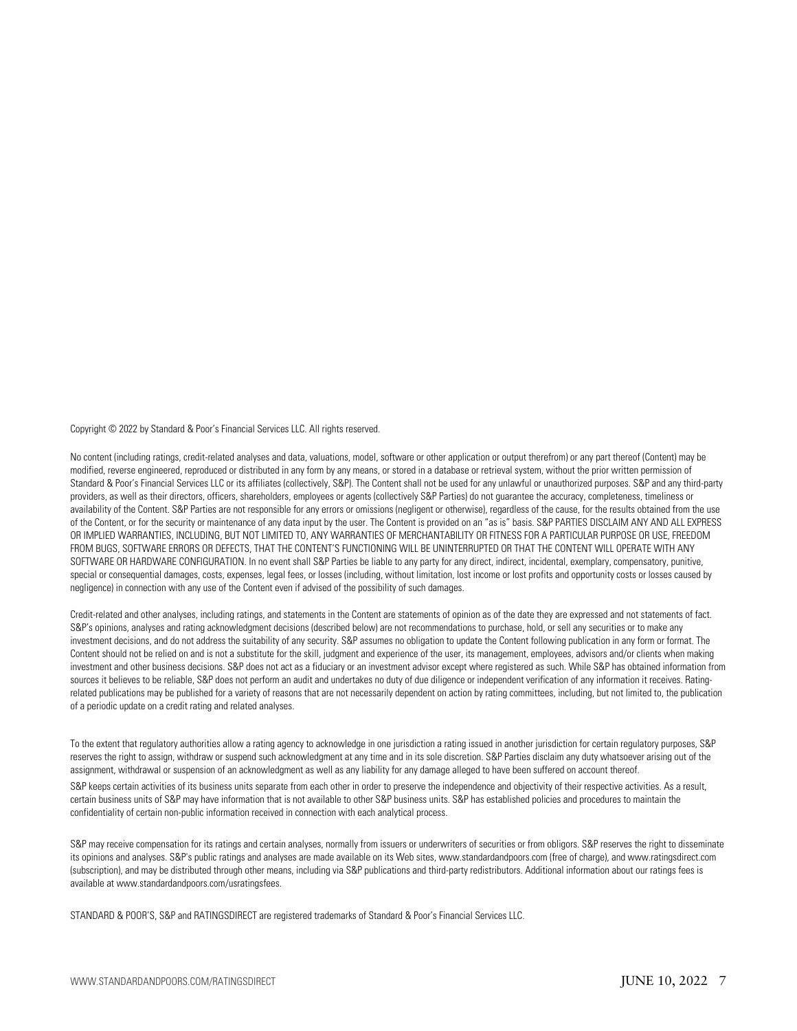Copyright © 2022 by Standard & Poor's Financial Services LLC. All rights reserved.

No content (including ratings, credit-related analyses and data, valuations, model, software or other application or output therefrom) or any part thereof (Content) may be modified, reverse engineered, reproduced or distributed in any form by any means, or stored in a database or retrieval system, without the prior written permission of Standard & Poor's Financial Services LLC or its affiliates (collectively, S&P). The Content shall not be used for any unlawful or unauthorized purposes. S&P and any third-party providers, as well as their directors, officers, shareholders, employees or agents (collectively S&P Parties) do not guarantee the accuracy, completeness, timeliness or availability of the Content. S&P Parties are not responsible for any errors or omissions (negligent or otherwise), regardless of the cause, for the results obtained from the use of the Content, or for the security or maintenance of any data input by the user. The Content is provided on an "as is" basis. S&P PARTIES DISCLAIM ANY AND ALL EXPRESS OR IMPLIED WARRANTIES, INCLUDING, BUT NOT LIMITED TO, ANY WARRANTIES OF MERCHANTABILITY OR FITNESS FOR A PARTICULAR PURPOSE OR USE, FREEDOM FROM BUGS, SOFTWARE ERRORS OR DEFECTS, THAT THE CONTENT'S FUNCTIONING WILL BE UNINTERRUPTED OR THAT THE CONTENT WILL OPERATE WITH ANY SOFTWARE OR HARDWARE CONFIGURATION. In no event shall S&P Parties be liable to any party for any direct, indirect, incidental, exemplary, compensatory, punitive, special or consequential damages, costs, expenses, legal fees, or losses (including, without limitation, lost income or lost profits and opportunity costs or losses caused by negligence) in connection with any use of the Content even if advised of the possibility of such damages.

Credit-related and other analyses, including ratings, and statements in the Content are statements of opinion as of the date they are expressed and not statements of fact. S&P's opinions, analyses and rating acknowledgment decisions (described below) are not recommendations to purchase, hold, or sell any securities or to make any investment decisions, and do not address the suitability of any security. S&P assumes no obligation to update the Content following publication in any form or format. The Content should not be relied on and is not a substitute for the skill, judgment and experience of the user, its management, employees, advisors and/or clients when making investment and other business decisions. S&P does not act as a fiduciary or an investment advisor except where registered as such. While S&P has obtained information from sources it believes to be reliable, S&P does not perform an audit and undertakes no duty of due diligence or independent verification of any information it receives. Rating-related publications may be published for a variety of reasons that are not necessarily dependent on action by rating committees, including, but not limited to, the publication of a periodic update on a credit rating and related analyses.

To the extent that regulatory authorities allow a rating agency to acknowledge in one jurisdiction a rating issued in another jurisdiction for certain regulatory purposes, S&P reserves the right to assign, withdraw or suspend such acknowledgment at any time and in its sole discretion. S&P Parties disclaim any duty whatsoever arising out of the assignment, withdrawal or suspension of an acknowledgment as well as any liability for any damage alleged to have been suffered on account thereof.

S&P keeps certain activities of its business units separate from each other in order to preserve the independence and objectivity of their respective activities. As a result, certain business units of S&P may have information that is not available to other S&P business units. S&P has established policies and procedures to maintain the confidentiality of certain non-public information received in connection with each analytical process.

S&P may receive compensation for its ratings and certain analyses, normally from issuers or underwriters of securities or from obligors. S&P reserves the right to disseminate its opinions and analyses. S&P's public ratings and analyses are made available on its Web sites, www.standardandpoors.com (free of charge), and www.ratingsdirect.com (subscription), and may be distributed through other means, including via S&P publications and third-party redistributors. Additional information about our ratings fees is available at www.standardandpoors.com/usratingsfees.

STANDARD & POOR'S, S&P and RATINGSDIRECT are registered trademarks of Standard & Poor's Financial Services LLC.